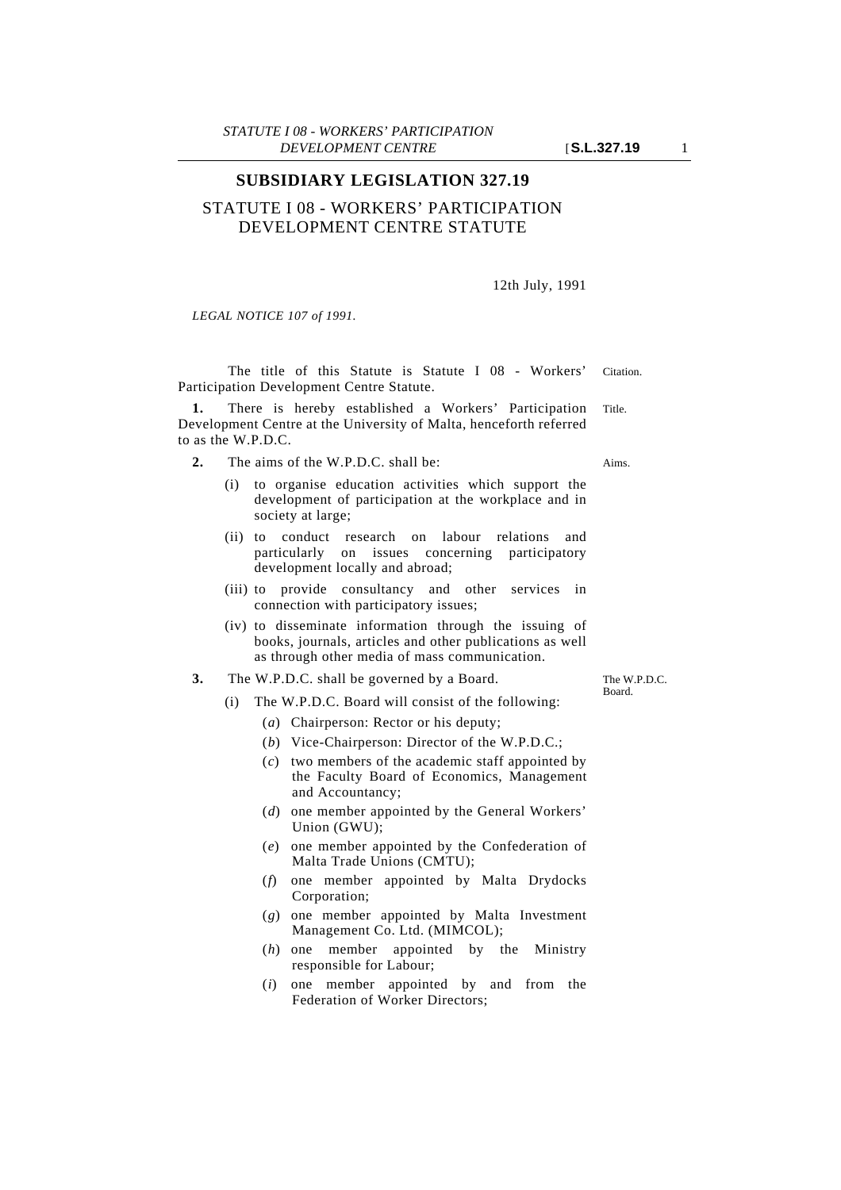# SUBSIDIARY LEGISLATION 327.19

## STATUTE I 08 - WORKERS' PARTICIPATION DEVELOPMENT CENTRE STATUTE

12th July, 1991

*LEGAL NOTICE 107 of 1991.*

Citation.

The title of this Statute is Statute I 08 - Workers' Participation Development Centre Statute.

Title.

**1.** There is hereby established a Workers' Participation Development Centre at the University of Malta, henceforth referred to as the W.P.D.C.

Aims.

**2.** The aims of the W.P.D.C. shall be:

(i) to organise education activities which support the development of participation at the workplace and in society at large;

(ii) to conduct research on labour relations and particularly on issues concerning participatory development locally and abroad;

(iii) to provide consultancy and other services in connection with participatory issues;

(iv) to disseminate information through the issuing of books, journals, articles and other publications as well as through other media of mass communication.

The W.P.D.C. Board.

**3.** The W.P.D.C. shall be governed by a Board.

(i) The W.P.D.C. Board will consist of the following:

(*a*) Chairperson: Rector or his deputy;

(*b*) Vice-Chairperson: Director of the W.P.D.C.;

(*c*) two members of the academic staff appointed by the Faculty Board of Economics, Management and Accountancy;

(*d*) one member appointed by the General Workers' Union (GWU);

(*e*) one member appointed by the Confederation of Malta Trade Unions (CMTU);

(*f*) one member appointed by Malta Drydocks Corporation;

(*g*) one member appointed by Malta Investment Management Co. Ltd. (MIMCOL);

(*h*) one member appointed by the Ministry responsible for Labour;

(*i*) one member appointed by and from the Federation of Worker Directors;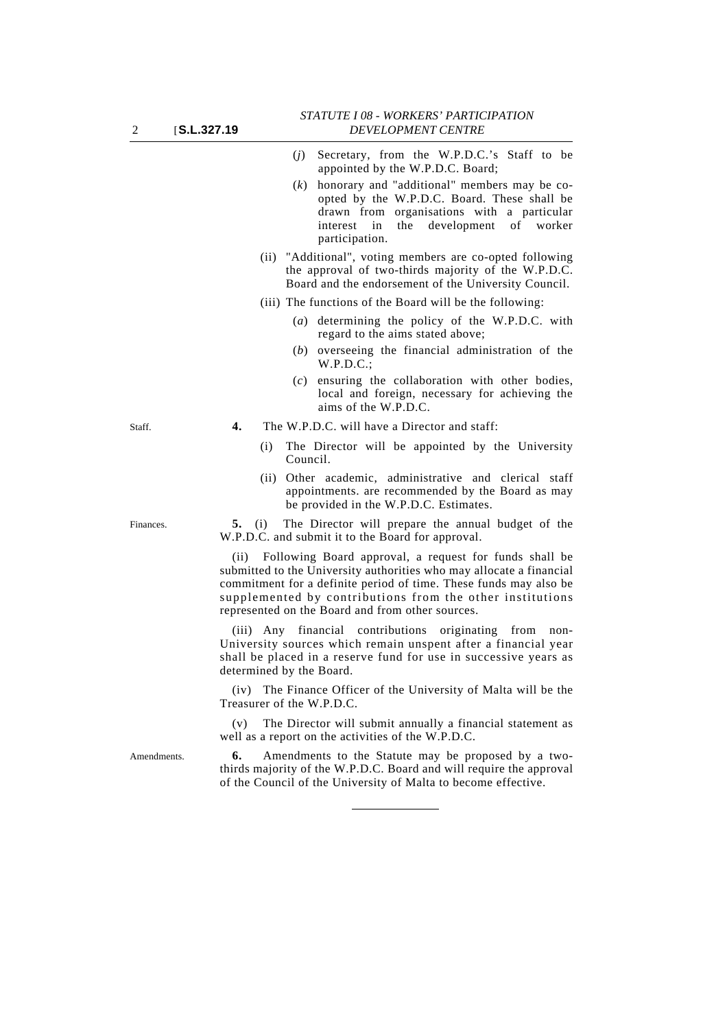(*j*) Secretary, from the W.P.D.C.'s Staff to be appointed by the W.P.D.C. Board;

(*k*) honorary and "additional" members may be co-opted by the W.P.D.C. Board. These shall be drawn from organisations with a particular interest in the development of worker participation.

(ii) "Additional", voting members are co-opted following the approval of two-thirds majority of the W.P.D.C. Board and the endorsement of the University Council.

(iii) The functions of the Board will be the following:

(*a*) determining the policy of the W.P.D.C. with regard to the aims stated above;

(*b*) overseeing the financial administration of the W.P.D.C.;

(*c*) ensuring the collaboration with other bodies, local and foreign, necessary for achieving the aims of the W.P.D.C.

Staff.

**4.** The W.P.D.C. will have a Director and staff:

(i) The Director will be appointed by the University Council.

(ii) Other academic, administrative and clerical staff appointments. are recommended by the Board as may be provided in the W.P.D.C. Estimates.

Finances.

**5.** (i) The Director will prepare the annual budget of the W.P.D.C. and submit it to the Board for approval.

(ii) Following Board approval, a request for funds shall be submitted to the University authorities who may allocate a financial commitment for a definite period of time. These funds may also be supplemented by contributions from the other institutions represented on the Board and from other sources.

(iii) Any financial contributions originating from non-University sources which remain unspent after a financial year shall be placed in a reserve fund for use in successive years as determined by the Board.

(iv) The Finance Officer of the University of Malta will be the Treasurer of the W.P.D.C.

(v) The Director will submit annually a financial statement as well as a report on the activities of the W.P.D.C.

Amendments.

**6.** Amendments to the Statute may be proposed by a two-thirds majority of the W.P.D.C. Board and will require the approval of the Council of the University of Malta to become effective.